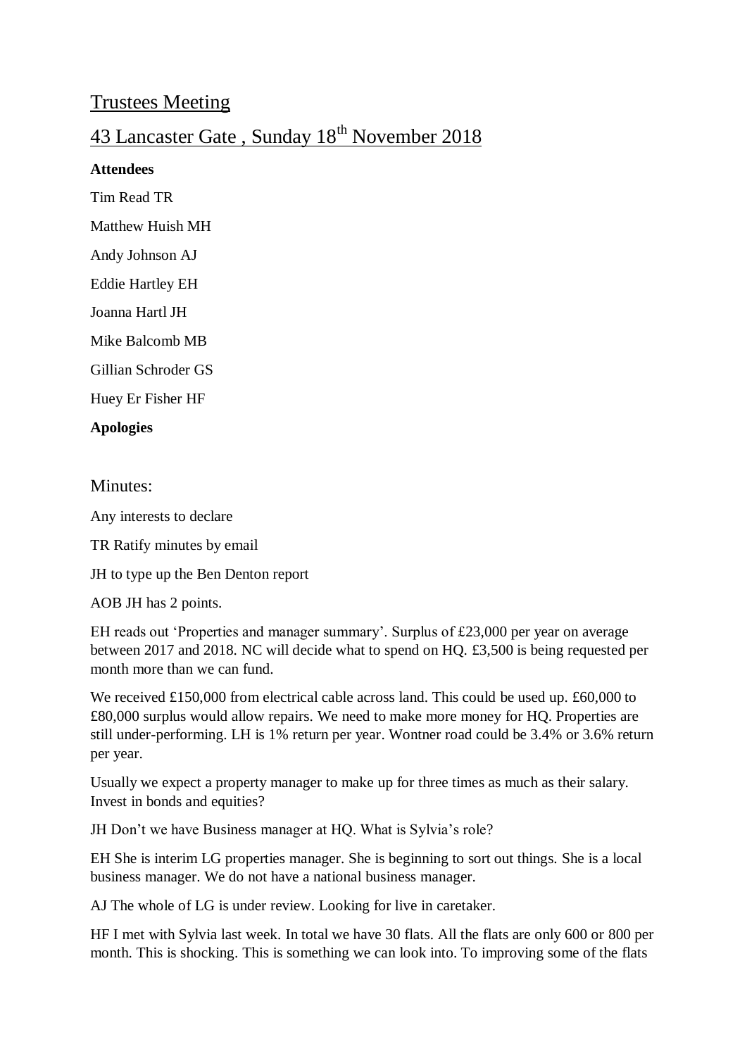# Trustees Meeting

## 43 Lancaster Gate , Sunday 18th November 2018

**Attendees**

Tim Read TR

Matthew Huish MH

Andy Johnson AJ

Eddie Hartley EH

Joanna Hartl JH

Mike Balcomb MB

Gillian Schroder GS

Huey Er Fisher HF

**Apologies**

Minutes:

Any interests to declare

TR Ratify minutes by email

JH to type up the Ben Denton report

AOB JH has 2 points.

EH reads out 'Properties and manager summary'. Surplus of £23,000 per year on average between 2017 and 2018. NC will decide what to spend on HQ. £3,500 is being requested per month more than we can fund.

We received £150,000 from electrical cable across land. This could be used up. £60,000 to £80,000 surplus would allow repairs. We need to make more money for HQ. Properties are still under-performing. LH is 1% return per year. Wontner road could be 3.4% or 3.6% return per year.

Usually we expect a property manager to make up for three times as much as their salary. Invest in bonds and equities?

JH Don't we have Business manager at HQ. What is Sylvia's role?

EH She is interim LG properties manager. She is beginning to sort out things. She is a local business manager. We do not have a national business manager.

AJ The whole of LG is under review. Looking for live in caretaker.

HF I met with Sylvia last week. In total we have 30 flats. All the flats are only 600 or 800 per month. This is shocking. This is something we can look into. To improving some of the flats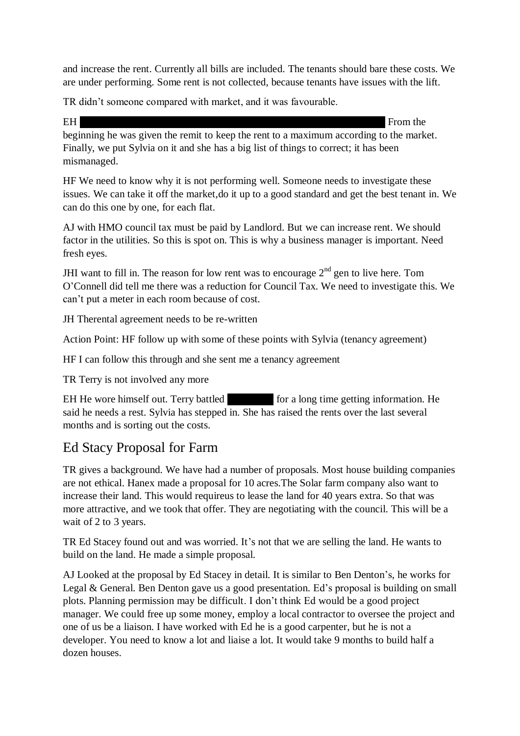and increase the rent. Currently all bills are included. The tenants should bare these costs. We are under performing. Some rent is not collected, because tenants have issues with the lift.

TR didn't someone compared with market, and it was favourable.

EH ██████████████████████████████ From the beginning he was given the remit to keep the rent to a maximum according to the market. Finally, we put Sylvia on it and she has a big list of things to correct; it has been mismanaged.

HF We need to know why it is not performing well. Someone needs to investigate these issues. We can take it off the market,do it up to a good standard and get the best tenant in. We can do this one by one, for each flat.

AJ with HMO council tax must be paid by Landlord. But we can increase rent. We should factor in the utilities. So this is spot on. This is why a business manager is important. Need fresh eyes.

JHI want to fill in. The reason for low rent was to encourage 2nd gen to live here. Tom O'Connell did tell me there was a reduction for Council Tax. We need to investigate this. We can't put a meter in each room because of cost.

JH Therental agreement needs to be re-written

Action Point: HF follow up with some of these points with Sylvia (tenancy agreement)

HF I can follow this through and she sent me a tenancy agreement

TR Terry is not involved any more

EH He wore himself out. Terry battled ██████ for a long time getting information. He said he needs a rest. Sylvia has stepped in. She has raised the rents over the last several months and is sorting out the costs.

## Ed Stacy Proposal for Farm

TR gives a background. We have had a number of proposals. Most house building companies are not ethical. Hanex made a proposal for 10 acres.The Solar farm company also want to increase their land. This would requireus to lease the land for 40 years extra. So that was more attractive, and we took that offer. They are negotiating with the council. This will be a wait of 2 to 3 years.

TR Ed Stacey found out and was worried. It's not that we are selling the land. He wants to build on the land. He made a simple proposal.

AJ Looked at the proposal by Ed Stacey in detail. It is similar to Ben Denton's, he works for Legal & General. Ben Denton gave us a good presentation. Ed's proposal is building on small plots. Planning permission may be difficult. I don't think Ed would be a good project manager. We could free up some money, employ a local contractor to oversee the project and one of us be a liaison. I have worked with Ed he is a good carpenter, but he is not a developer. You need to know a lot and liaise a lot. It would take 9 months to build half a dozen houses.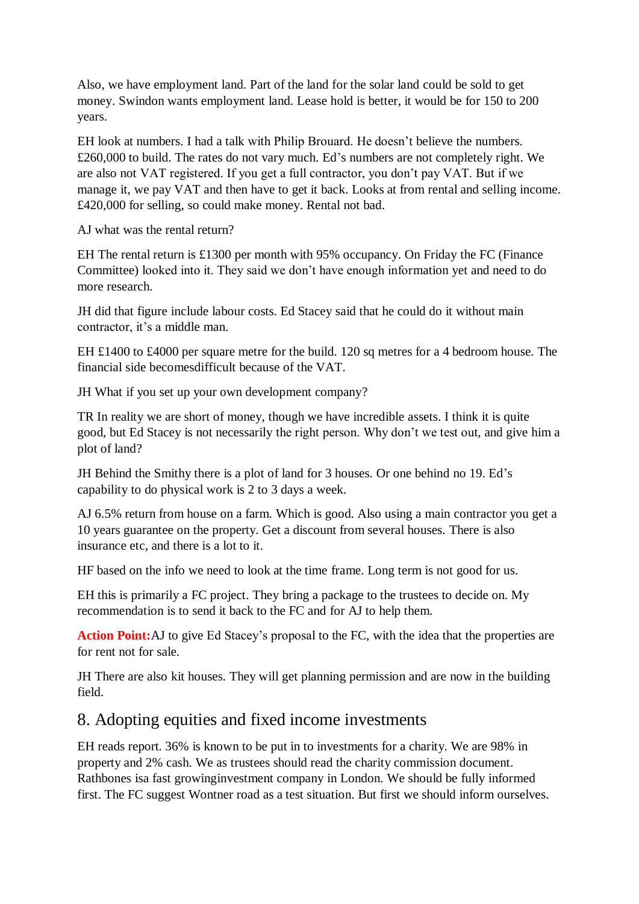Also, we have employment land. Part of the land for the solar land could be sold to get money. Swindon wants employment land. Lease hold is better, it would be for 150 to 200 years.

EH look at numbers. I had a talk with Philip Brouard. He doesn't believe the numbers. £260,000 to build. The rates do not vary much. Ed's numbers are not completely right. We are also not VAT registered. If you get a full contractor, you don't pay VAT. But if we manage it, we pay VAT and then have to get it back. Looks at from rental and selling income. £420,000 for selling, so could make money. Rental not bad.

AJ what was the rental return?

EH The rental return is £1300 per month with 95% occupancy. On Friday the FC (Finance Committee) looked into it. They said we don't have enough information yet and need to do more research.

JH did that figure include labour costs. Ed Stacey said that he could do it without main contractor, it's a middle man.

EH £1400 to £4000 per square metre for the build. 120 sq metres for a 4 bedroom house. The financial side becomesdifficult because of the VAT.

JH What if you set up your own development company?

TR In reality we are short of money, though we have incredible assets. I think it is quite good, but Ed Stacey is not necessarily the right person. Why don't we test out, and give him a plot of land?

JH Behind the Smithy there is a plot of land for 3 houses. Or one behind no 19. Ed's capability to do physical work is 2 to 3 days a week.

AJ 6.5% return from house on a farm. Which is good. Also using a main contractor you get a 10 years guarantee on the property. Get a discount from several houses. There is also insurance etc, and there is a lot to it.

HF based on the info we need to look at the time frame. Long term is not good for us.

EH this is primarily a FC project. They bring a package to the trustees to decide on. My recommendation is to send it back to the FC and for AJ to help them.

**Action Point:** AJ to give Ed Stacey's proposal to the FC, with the idea that the properties are for rent not for sale.

JH There are also kit houses. They will get planning permission and are now in the building field.

## 8. Adopting equities and fixed income investments

EH reads report. 36% is known to be put in to investments for a charity. We are 98% in property and 2% cash. We as trustees should read the charity commission document. Rathbones isa fast growinginvestment company in London. We should be fully informed first. The FC suggest Wontner road as a test situation. But first we should inform ourselves.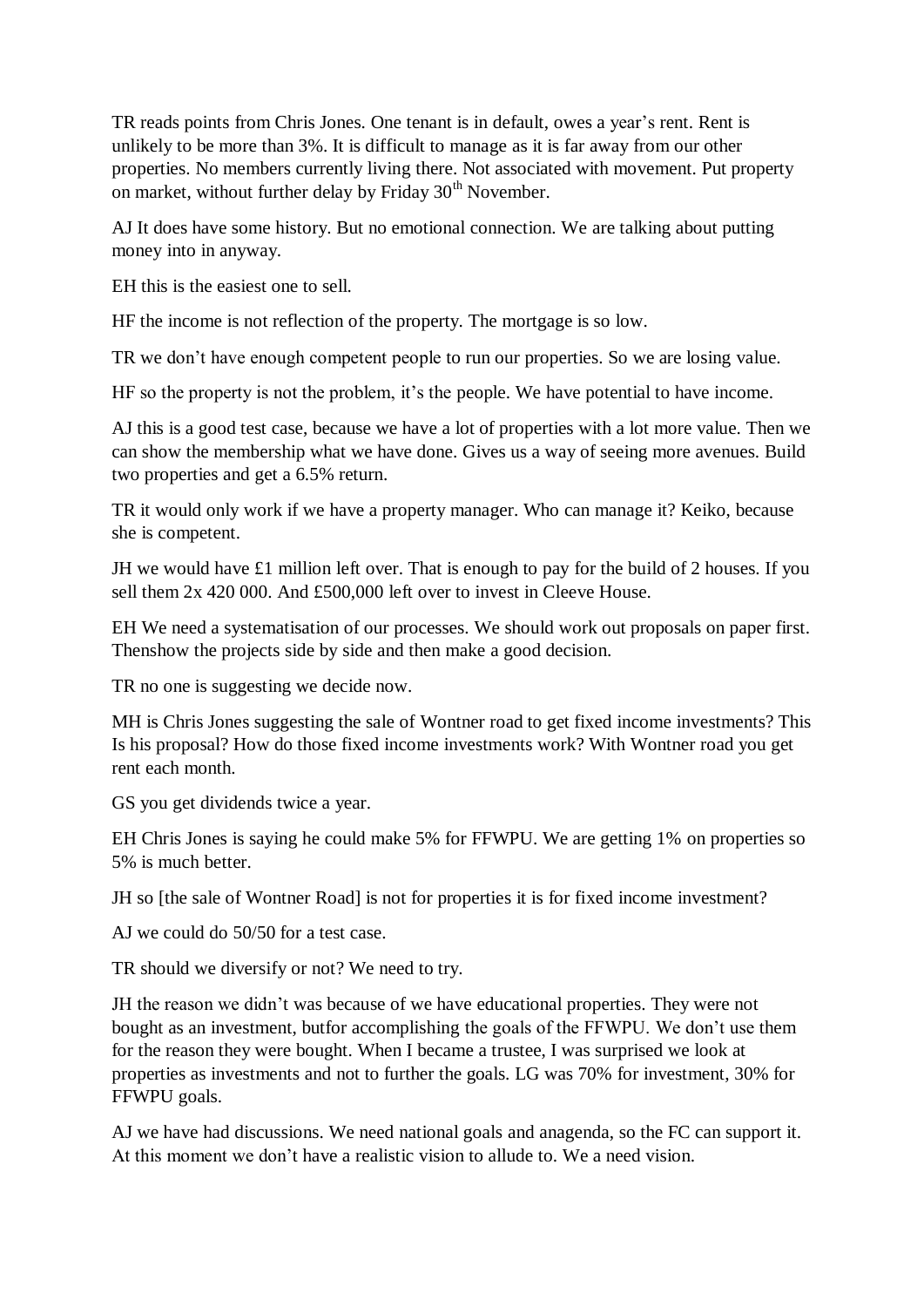TR reads points from Chris Jones. One tenant is in default, owes a year's rent. Rent is unlikely to be more than 3%. It is difficult to manage as it is far away from our other properties. No members currently living there. Not associated with movement. Put property on market, without further delay by Friday 30th November.

AJ It does have some history. But no emotional connection. We are talking about putting money into in anyway.

EH this is the easiest one to sell.

HF the income is not reflection of the property. The mortgage is so low.

TR we don't have enough competent people to run our properties. So we are losing value.

HF so the property is not the problem, it's the people. We have potential to have income.

AJ this is a good test case, because we have a lot of properties with a lot more value. Then we can show the membership what we have done. Gives us a way of seeing more avenues. Build two properties and get a 6.5% return.

TR it would only work if we have a property manager. Who can manage it? Keiko, because she is competent.

JH we would have £1 million left over. That is enough to pay for the build of 2 houses. If you sell them 2x 420 000. And £500,000 left over to invest in Cleeve House.

EH We need a systematisation of our processes. We should work out proposals on paper first. Thenshow the projects side by side and then make a good decision.

TR no one is suggesting we decide now.

MH is Chris Jones suggesting the sale of Wontner road to get fixed income investments? This Is his proposal? How do those fixed income investments work? With Wontner road you get rent each month.

GS you get dividends twice a year.

EH Chris Jones is saying he could make 5% for FFWPU. We are getting 1% on properties so 5% is much better.

JH so [the sale of Wontner Road] is not for properties it is for fixed income investment?

AJ we could do 50/50 for a test case.

TR should we diversify or not? We need to try.

JH the reason we didn't was because of we have educational properties. They were not bought as an investment, butfor accomplishing the goals of the FFWPU. We don't use them for the reason they were bought. When I became a trustee, I was surprised we look at properties as investments and not to further the goals. LG was 70% for investment, 30% for FFWPU goals.

AJ we have had discussions. We need national goals and anagenda, so the FC can support it. At this moment we don't have a realistic vision to allude to. We a need vision.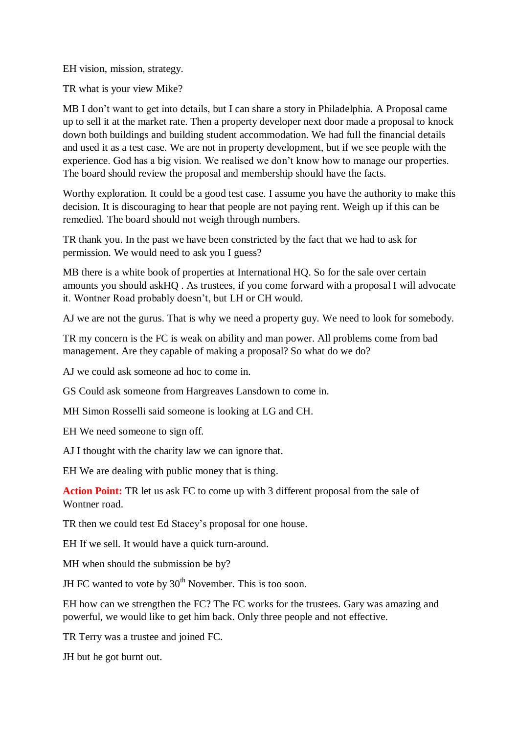EH vision, mission, strategy.

TR what is your view Mike?

MB I don't want to get into details, but I can share a story in Philadelphia. A Proposal came up to sell it at the market rate. Then a property developer next door made a proposal to knock down both buildings and building student accommodation. We had full the financial details and used it as a test case. We are not in property development, but if we see people with the experience. God has a big vision. We realised we don't know how to manage our properties. The board should review the proposal and membership should have the facts.

Worthy exploration. It could be a good test case. I assume you have the authority to make this decision. It is discouraging to hear that people are not paying rent. Weigh up if this can be remedied. The board should not weigh through numbers.

TR thank you. In the past we have been constricted by the fact that we had to ask for permission. We would need to ask you I guess?

MB there is a white book of properties at International HQ. So for the sale over certain amounts you should askHQ . As trustees, if you come forward with a proposal I will advocate it. Wontner Road probably doesn't, but LH or CH would.

AJ we are not the gurus. That is why we need a property guy. We need to look for somebody.

TR my concern is the FC is weak on ability and man power. All problems come from bad management. Are they capable of making a proposal? So what do we do?

AJ we could ask someone ad hoc to come in.

GS Could ask someone from Hargreaves Lansdown to come in.

MH Simon Rosselli said someone is looking at LG and CH.

EH We need someone to sign off.

AJ I thought with the charity law we can ignore that.

EH We are dealing with public money that is thing.

**Action Point:** TR let us ask FC to come up with 3 different proposal from the sale of Wontner road.

TR then we could test Ed Stacey's proposal for one house.

EH If we sell. It would have a quick turn-around.

MH when should the submission be by?

JH FC wanted to vote by 30th November. This is too soon.

EH how can we strengthen the FC? The FC works for the trustees. Gary was amazing and powerful, we would like to get him back. Only three people and not effective.

TR Terry was a trustee and joined FC.

JH but he got burnt out.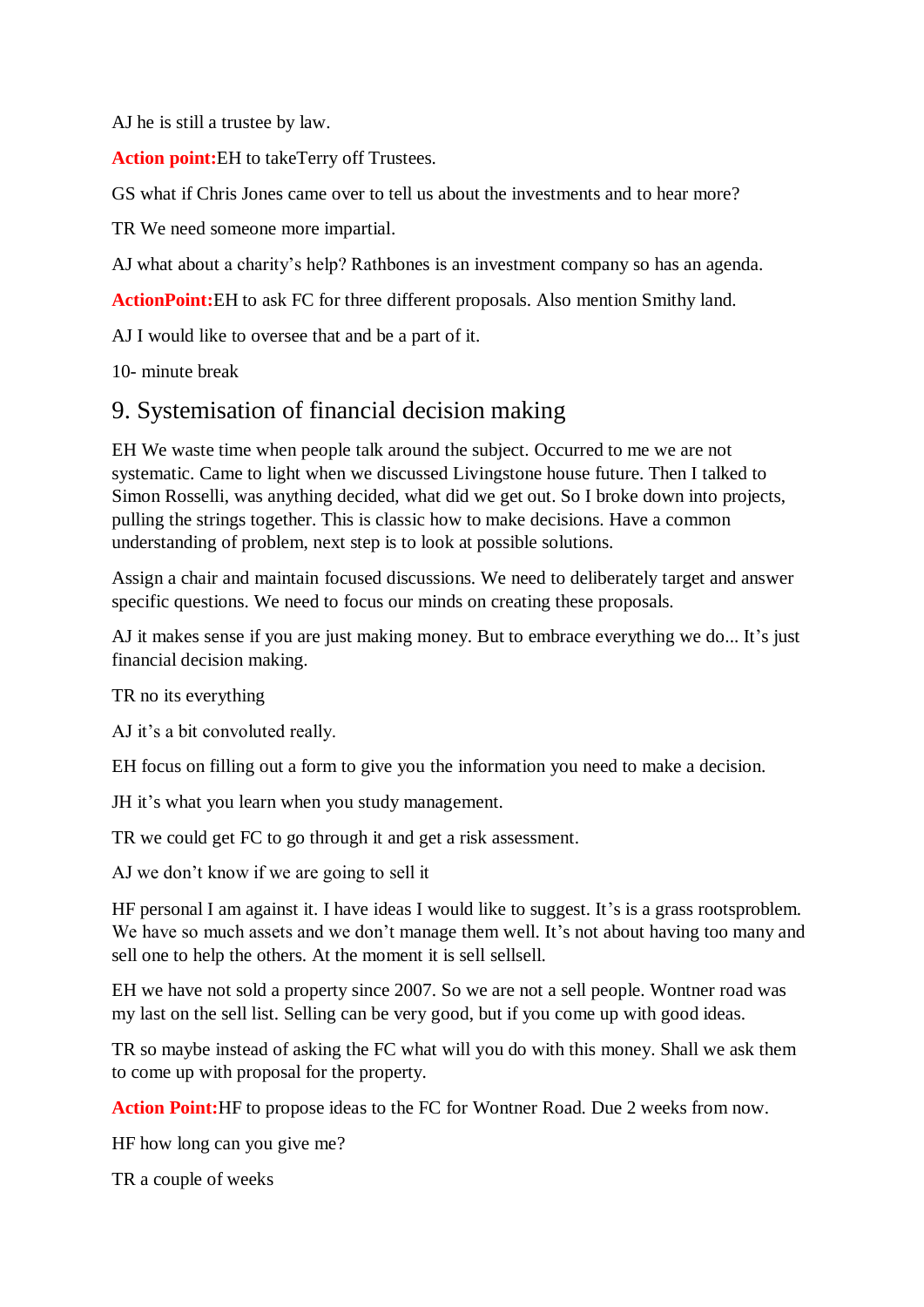AJ he is still a trustee by law.

**Action point:**EH to takeTerry off Trustees.

GS what if Chris Jones came over to tell us about the investments and to hear more?

TR We need someone more impartial.

AJ what about a charity's help? Rathbones is an investment company so has an agenda.

**ActionPoint:**EH to ask FC for three different proposals. Also mention Smithy land.

AJ I would like to oversee that and be a part of it.

10- minute break

## 9. Systemisation of financial decision making

EH We waste time when people talk around the subject. Occurred to me we are not systematic. Came to light when we discussed Livingstone house future. Then I talked to Simon Rosselli, was anything decided, what did we get out. So I broke down into projects, pulling the strings together. This is classic how to make decisions. Have a common understanding of problem, next step is to look at possible solutions.

Assign a chair and maintain focused discussions. We need to deliberately target and answer specific questions. We need to focus our minds on creating these proposals.

AJ it makes sense if you are just making money. But to embrace everything we do... It's just financial decision making.

TR no its everything

AJ it's a bit convoluted really.

EH focus on filling out a form to give you the information you need to make a decision.

JH it's what you learn when you study management.

TR we could get FC to go through it and get a risk assessment.

AJ we don't know if we are going to sell it

HF personal I am against it. I have ideas I would like to suggest. It's is a grass rootsproblem. We have so much assets and we don't manage them well. It's not about having too many and sell one to help the others. At the moment it is sell sellsell.

EH we have not sold a property since 2007. So we are not a sell people. Wontner road was my last on the sell list. Selling can be very good, but if you come up with good ideas.

TR so maybe instead of asking the FC what will you do with this money. Shall we ask them to come up with proposal for the property.

**Action Point:**HF to propose ideas to the FC for Wontner Road. Due 2 weeks from now.

HF how long can you give me?

TR a couple of weeks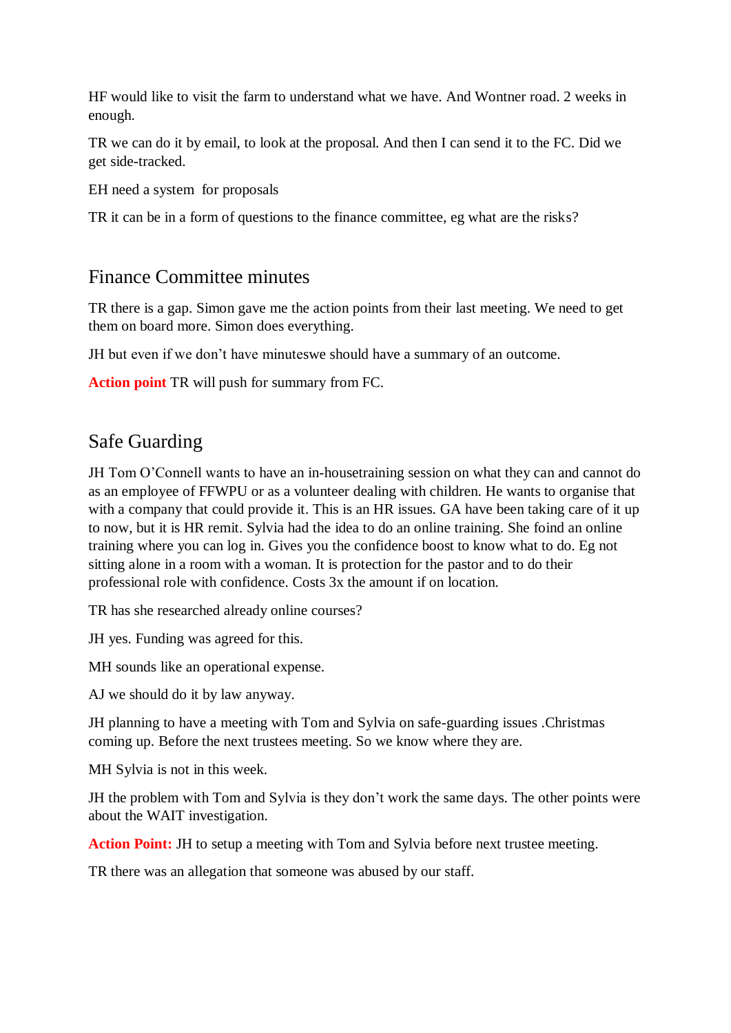HF would like to visit the farm to understand what we have. And Wontner road. 2 weeks in enough.

TR we can do it by email, to look at the proposal. And then I can send it to the FC. Did we get side-tracked.

EH need a system  for proposals

TR it can be in a form of questions to the finance committee, eg what are the risks?

## Finance Committee minutes

TR there is a gap. Simon gave me the action points from their last meeting. We need to get them on board more. Simon does everything.

JH but even if we don't have minuteswe should have a summary of an outcome.

**Action point** TR will push for summary from FC.

## Safe Guarding

JH Tom O'Connell wants to have an in-housetraining session on what they can and cannot do as an employee of FFWPU or as a volunteer dealing with children. He wants to organise that with a company that could provide it. This is an HR issues. GA have been taking care of it up to now, but it is HR remit. Sylvia had the idea to do an online training. She foind an online training where you can log in. Gives you the confidence boost to know what to do. Eg not sitting alone in a room with a woman. It is protection for the pastor and to do their professional role with confidence. Costs 3x the amount if on location.

TR has she researched already online courses?

JH yes. Funding was agreed for this.

MH sounds like an operational expense.

AJ we should do it by law anyway.

JH planning to have a meeting with Tom and Sylvia on safe-guarding issues .Christmas coming up. Before the next trustees meeting. So we know where they are.

MH Sylvia is not in this week.

JH the problem with Tom and Sylvia is they don't work the same days. The other points were about the WAIT investigation.

**Action Point:** JH to setup a meeting with Tom and Sylvia before next trustee meeting.

TR there was an allegation that someone was abused by our staff.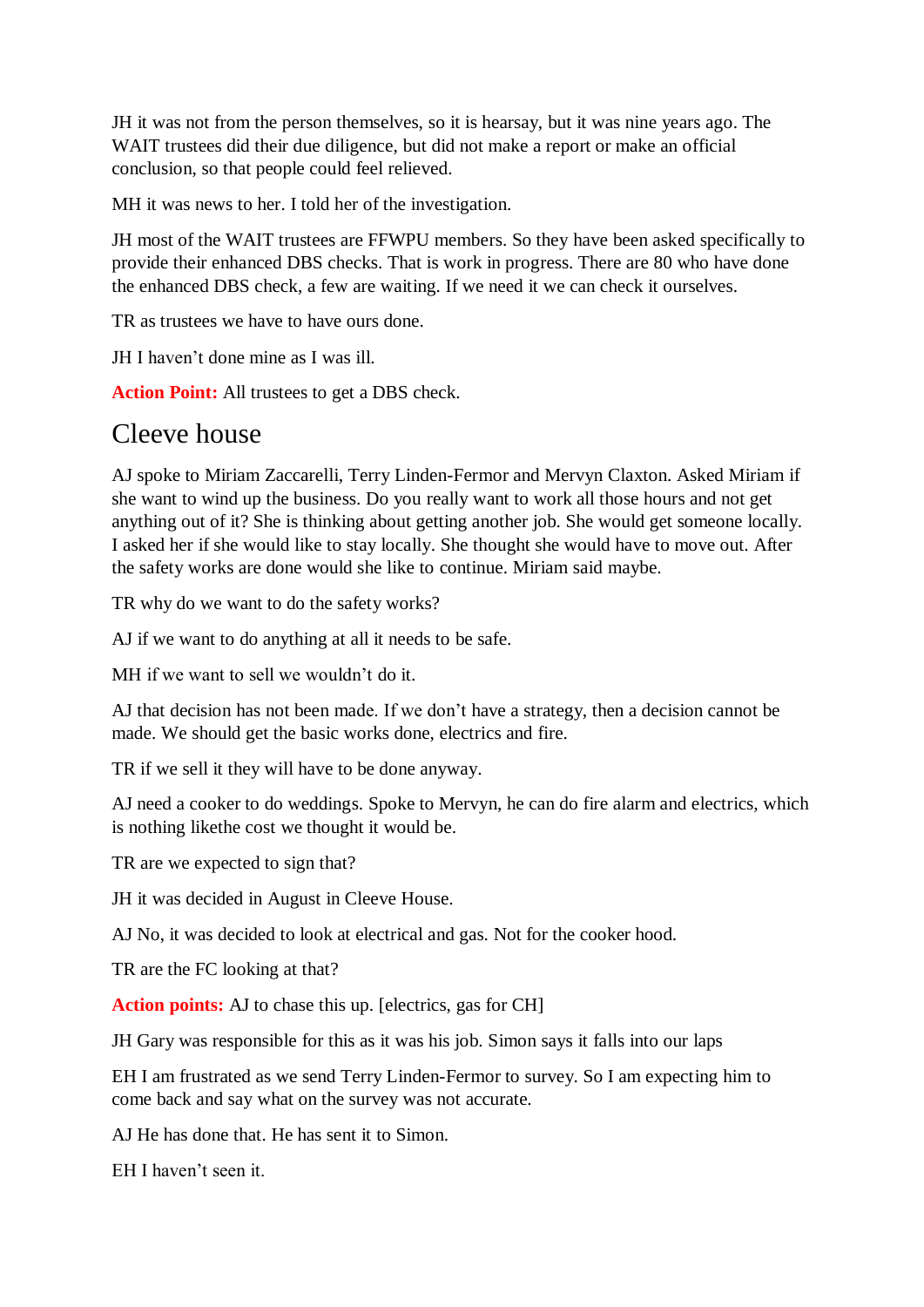JH it was not from the person themselves, so it is hearsay, but it was nine years ago. The WAIT trustees did their due diligence, but did not make a report or make an official conclusion, so that people could feel relieved.

MH it was news to her. I told her of the investigation.

JH most of the WAIT trustees are FFWPU members. So they have been asked specifically to provide their enhanced DBS checks. That is work in progress. There are 80 who have done the enhanced DBS check, a few are waiting. If we need it we can check it ourselves.

TR as trustees we have to have ours done.

JH I haven't done mine as I was ill.

**Action Point:** All trustees to get a DBS check.

## Cleeve house

AJ spoke to Miriam Zaccarelli, Terry Linden-Fermor and Mervyn Claxton. Asked Miriam if she want to wind up the business. Do you really want to work all those hours and not get anything out of it? She is thinking about getting another job. She would get someone locally. I asked her if she would like to stay locally. She thought she would have to move out. After the safety works are done would she like to continue. Miriam said maybe.

TR why do we want to do the safety works?

AJ if we want to do anything at all it needs to be safe.

MH if we want to sell we wouldn't do it.

AJ that decision has not been made. If we don't have a strategy, then a decision cannot be made. We should get the basic works done, electrics and fire.

TR if we sell it they will have to be done anyway.

AJ need a cooker to do weddings. Spoke to Mervyn, he can do fire alarm and electrics, which is nothing likethe cost we thought it would be.

TR are we expected to sign that?

JH it was decided in August in Cleeve House.

AJ No, it was decided to look at electrical and gas. Not for the cooker hood.

TR are the FC looking at that?

**Action points:** AJ to chase this up. [electrics, gas for CH]

JH Gary was responsible for this as it was his job. Simon says it falls into our laps

EH I am frustrated as we send Terry Linden-Fermor to survey. So I am expecting him to come back and say what on the survey was not accurate.

AJ He has done that. He has sent it to Simon.

EH I haven't seen it.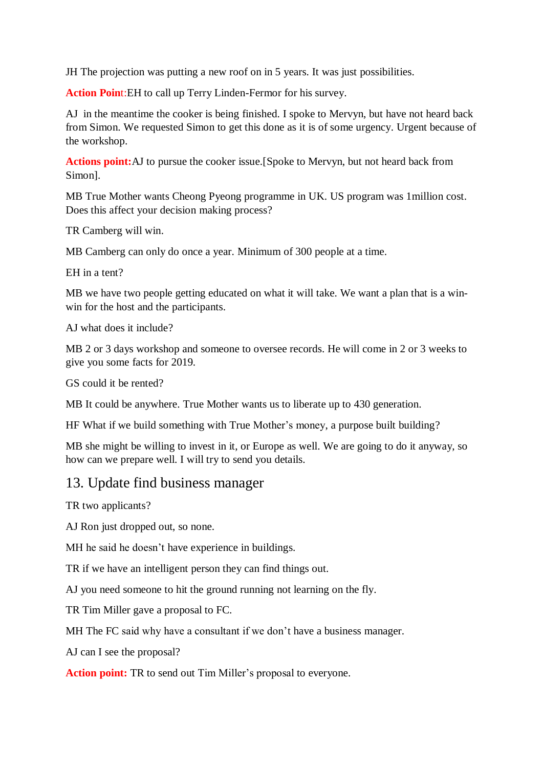JH The projection was putting a new roof on in 5 years. It was just possibilities.

**Action Point**:EH to call up Terry Linden-Fermor for his survey.

AJ  in the meantime the cooker is being finished. I spoke to Mervyn, but have not heard back from Simon. We requested Simon to get this done as it is of some urgency. Urgent because of the workshop.

**Actions point:**AJ to pursue the cooker issue.[Spoke to Mervyn, but not heard back from Simon].

MB True Mother wants Cheong Pyeong programme in UK. US program was 1million cost. Does this affect your decision making process?

TR Camberg will win.

MB Camberg can only do once a year. Minimum of 300 people at a time.

EH in a tent?

MB we have two people getting educated on what it will take. We want a plan that is a win-win for the host and the participants.

AJ what does it include?

MB 2 or 3 days workshop and someone to oversee records. He will come in 2 or 3 weeks to give you some facts for 2019.

GS could it be rented?

MB It could be anywhere. True Mother wants us to liberate up to 430 generation.

HF What if we build something with True Mother's money, a purpose built building?

MB she might be willing to invest in it, or Europe as well. We are going to do it anyway, so how can we prepare well. I will try to send you details.

## 13. Update find business manager

TR two applicants?

AJ Ron just dropped out, so none.

MH he said he doesn't have experience in buildings.

TR if we have an intelligent person they can find things out.

AJ you need someone to hit the ground running not learning on the fly.

TR Tim Miller gave a proposal to FC.

MH The FC said why have a consultant if we don't have a business manager.

AJ can I see the proposal?

**Action point:** TR to send out Tim Miller's proposal to everyone.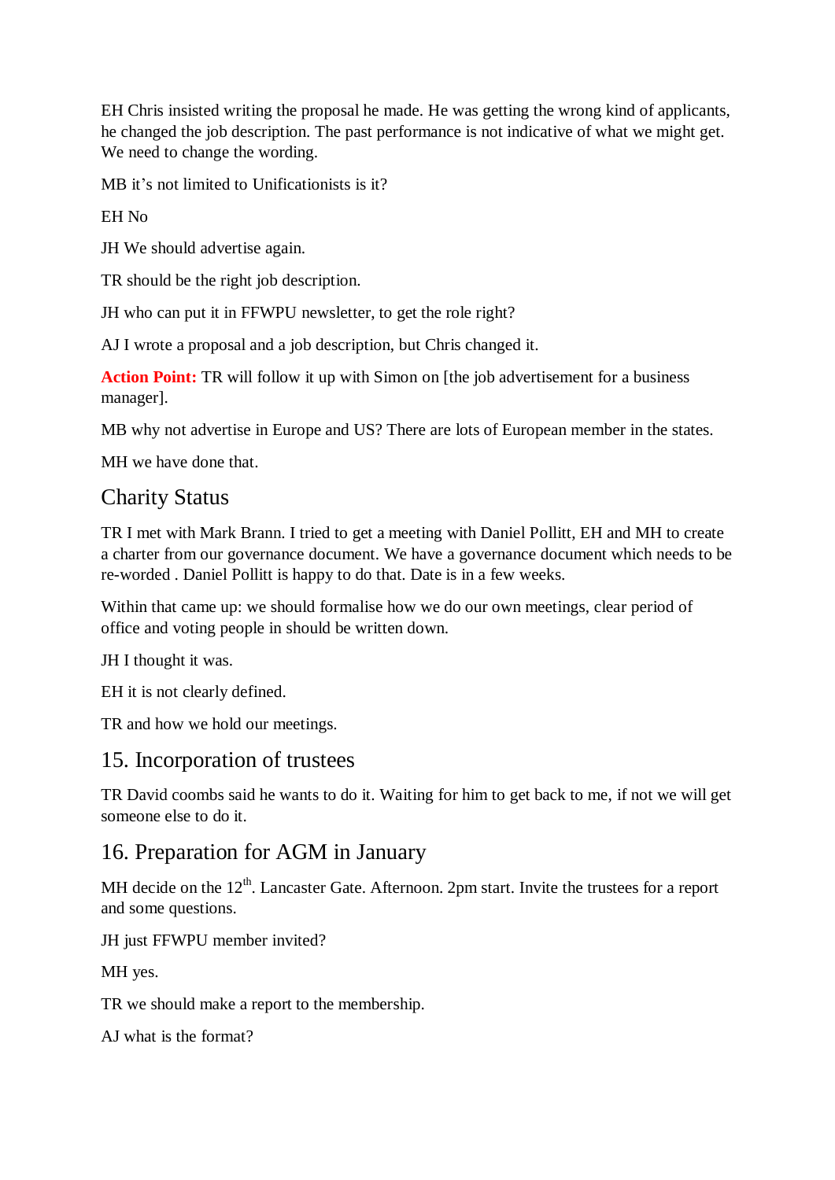EH Chris insisted writing the proposal he made. He was getting the wrong kind of applicants, he changed the job description. The past performance is not indicative of what we might get. We need to change the wording.

MB it's not limited to Unificationists is it?

EH No

JH We should advertise again.

TR should be the right job description.

JH who can put it in FFWPU newsletter, to get the role right?

AJ I wrote a proposal and a job description, but Chris changed it.

**Action Point:** TR will follow it up with Simon on [the job advertisement for a business manager].

MB why not advertise in Europe and US? There are lots of European member in the states.

MH we have done that.

## Charity Status

TR I met with Mark Brann. I tried to get a meeting with Daniel Pollitt, EH and MH to create a charter from our governance document. We have a governance document which needs to be re-worded . Daniel Pollitt is happy to do that. Date is in a few weeks.

Within that came up: we should formalise how we do our own meetings, clear period of office and voting people in should be written down.

JH I thought it was.

EH it is not clearly defined.

TR and how we hold our meetings.

## 15. Incorporation of trustees

TR David coombs said he wants to do it. Waiting for him to get back to me, if not we will get someone else to do it.

## 16. Preparation for AGM in January

MH decide on the 12th. Lancaster Gate. Afternoon. 2pm start. Invite the trustees for a report and some questions.

JH just FFWPU member invited?

MH yes.

TR we should make a report to the membership.

AJ what is the format?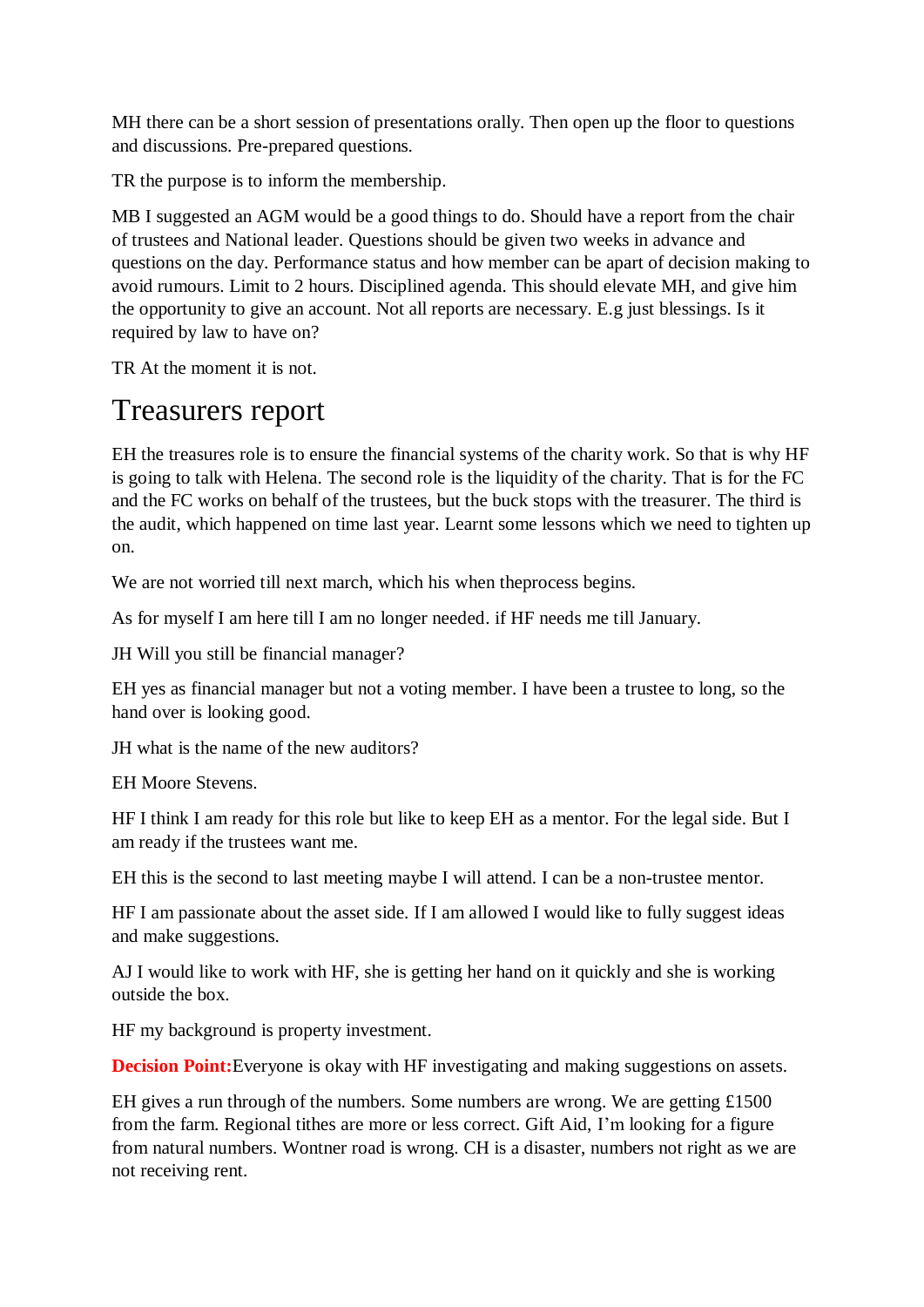MH there can be a short session of presentations orally. Then open up the floor to questions and discussions. Pre-prepared questions.

TR the purpose is to inform the membership.

MB I suggested an AGM would be a good things to do. Should have a report from the chair of trustees and National leader. Questions should be given two weeks in advance and questions on the day. Performance status and how member can be apart of decision making to avoid rumours. Limit to 2 hours. Disciplined agenda. This should elevate MH, and give him the opportunity to give an account. Not all reports are necessary. E.g just blessings. Is it required by law to have on?

TR At the moment it is not.

# Treasurers report

EH the treasures role is to ensure the financial systems of the charity work. So that is why HF is going to talk with Helena. The second role is the liquidity of the charity. That is for the FC and the FC works on behalf of the trustees, but the buck stops with the treasurer. The third is the audit, which happened on time last year. Learnt some lessons which we need to tighten up on.

We are not worried till next march, which his when theprocess begins.

As for myself I am here till I am no longer needed. if HF needs me till January.

JH Will you still be financial manager?

EH yes as financial manager but not a voting member. I have been a trustee to long, so the hand over is looking good.

JH what is the name of the new auditors?

EH Moore Stevens.

HF I think I am ready for this role but like to keep EH as a mentor. For the legal side. But I am ready if the trustees want me.

EH this is the second to last meeting maybe I will attend. I can be a non-trustee mentor.

HF I am passionate about the asset side. If I am allowed I would like to fully suggest ideas and make suggestions.

AJ I would like to work with HF, she is getting her hand on it quickly and she is working outside the box.

HF my background is property investment.

**Decision Point:**Everyone is okay with HF investigating and making suggestions on assets.

EH gives a run through of the numbers. Some numbers are wrong. We are getting £1500 from the farm. Regional tithes are more or less correct. Gift Aid, I'm looking for a figure from natural numbers. Wontner road is wrong. CH is a disaster, numbers not right as we are not receiving rent.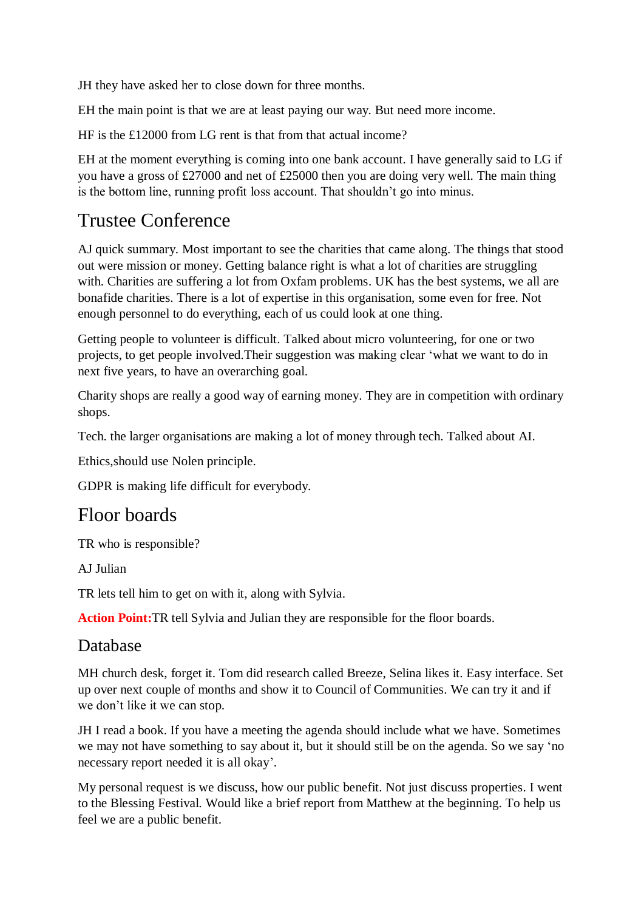JH they have asked her to close down for three months.

EH the main point is that we are at least paying our way. But need more income.

HF is the £12000 from LG rent is that from that actual income?

EH at the moment everything is coming into one bank account. I have generally said to LG if you have a gross of £27000 and net of £25000 then you are doing very well. The main thing is the bottom line, running profit loss account. That shouldn't go into minus.

## Trustee Conference

AJ quick summary. Most important to see the charities that came along. The things that stood out were mission or money. Getting balance right is what a lot of charities are struggling with. Charities are suffering a lot from Oxfam problems. UK has the best systems, we all are bonafide charities. There is a lot of expertise in this organisation, some even for free. Not enough personnel to do everything, each of us could look at one thing.

Getting people to volunteer is difficult. Talked about micro volunteering, for one or two projects, to get people involved.Their suggestion was making clear 'what we want to do in next five years, to have an overarching goal.

Charity shops are really a good way of earning money. They are in competition with ordinary shops.

Tech. the larger organisations are making a lot of money through tech. Talked about AI.

Ethics,should use Nolen principle.

GDPR is making life difficult for everybody.

## Floor boards

TR who is responsible?

AJ Julian

TR lets tell him to get on with it, along with Sylvia.

**Action Point:**TR tell Sylvia and Julian they are responsible for the floor boards.

## Database

MH church desk, forget it. Tom did research called Breeze, Selina likes it. Easy interface. Set up over next couple of months and show it to Council of Communities. We can try it and if we don't like it we can stop.

JH I read a book. If you have a meeting the agenda should include what we have. Sometimes we may not have something to say about it, but it should still be on the agenda. So we say 'no necessary report needed it is all okay'.

My personal request is we discuss, how our public benefit. Not just discuss properties. I went to the Blessing Festival. Would like a brief report from Matthew at the beginning. To help us feel we are a public benefit.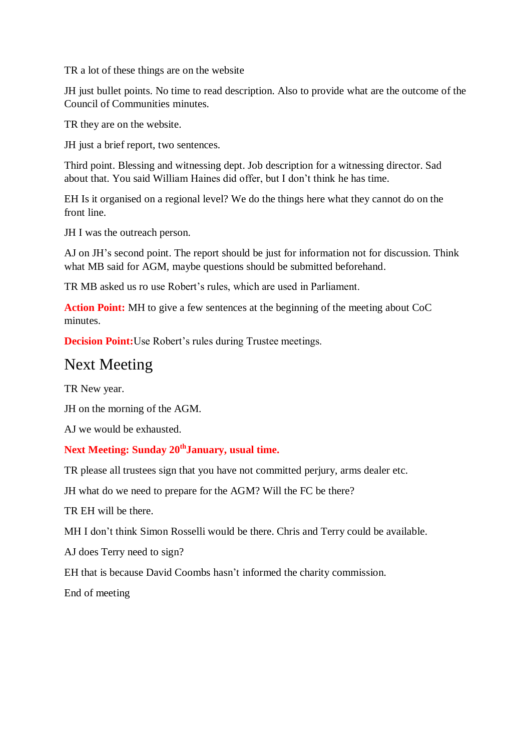TR a lot of these things are on the website

JH just bullet points. No time to read description. Also to provide what are the outcome of the Council of Communities minutes.

TR they are on the website.

JH just a brief report, two sentences.

Third point. Blessing and witnessing dept. Job description for a witnessing director. Sad about that. You said William Haines did offer, but I don't think he has time.

EH Is it organised on a regional level? We do the things here what they cannot do on the front line.

JH I was the outreach person.

AJ on JH's second point. The report should be just for information not for discussion. Think what MB said for AGM, maybe questions should be submitted beforehand.

TR MB asked us ro use Robert's rules, which are used in Parliament.

**Action Point:** MH to give a few sentences at the beginning of the meeting about CoC minutes.

**Decision Point:**Use Robert's rules during Trustee meetings.

## Next Meeting

TR New year.

JH on the morning of the AGM.

AJ we would be exhausted.

**Next Meeting: Sunday 20th January, usual time.**

TR please all trustees sign that you have not committed perjury, arms dealer etc.

JH what do we need to prepare for the AGM? Will the FC be there?

TR EH will be there.

MH I don't think Simon Rosselli would be there. Chris and Terry could be available.

AJ does Terry need to sign?

EH that is because David Coombs hasn't informed the charity commission.

End of meeting